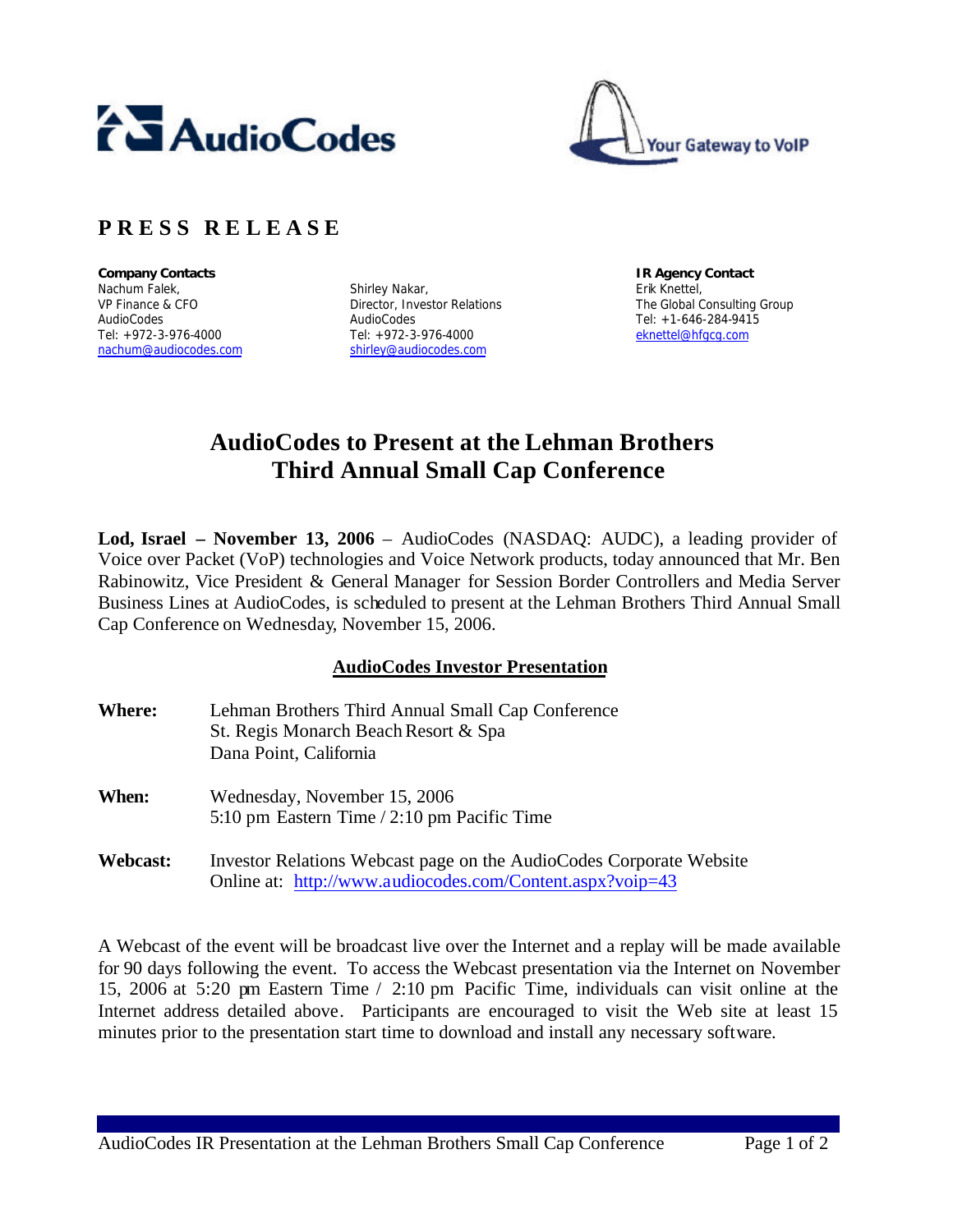# PRESS RELEASE

**Company Contacts**
Nachum Falek,
VP Finance & CFO
AudioCodes
Tel: +972-3-976-4000
nachum@audiocodes.com

Shirley Nakar,
Director, Investor Relations
AudioCodes
Tel: +972-3-976-4000
shirley@audiocodes.com

**IR Agency Contact**
Erik Knettel,
The Global Consulting Group
Tel: +1-646-284-9415
eknettel@hfgcg.com

## AudioCodes to Present at the Lehman Brothers Third Annual Small Cap Conference

**Lod, Israel – November 13, 2006** – AudioCodes (NASDAQ: AUDC), a leading provider of Voice over Packet (VoP) technologies and Voice Network products, today announced that Mr. Ben Rabinowitz, Vice President & General Manager for Session Border Controllers and Media Server Business Lines at AudioCodes, is scheduled to present at the Lehman Brothers Third Annual Small Cap Conference on Wednesday, November 15, 2006.

### AudioCodes Investor Presentation

**Where:** Lehman Brothers Third Annual Small Cap Conference
St. Regis Monarch Beach Resort & Spa
Dana Point, California

**When:** Wednesday, November 15, 2006
5:10 pm Eastern Time / 2:10 pm Pacific Time

**Webcast:** Investor Relations Webcast page on the AudioCodes Corporate Website
Online at: http://www.audiocodes.com/Content.aspx?voip=43

A Webcast of the event will be broadcast live over the Internet and a replay will be made available for 90 days following the event. To access the Webcast presentation via the Internet on November 15, 2006 at 5:20 pm Eastern Time / 2:10 pm Pacific Time, individuals can visit online at the Internet address detailed above. Participants are encouraged to visit the Web site at least 15 minutes prior to the presentation start time to download and install any necessary software.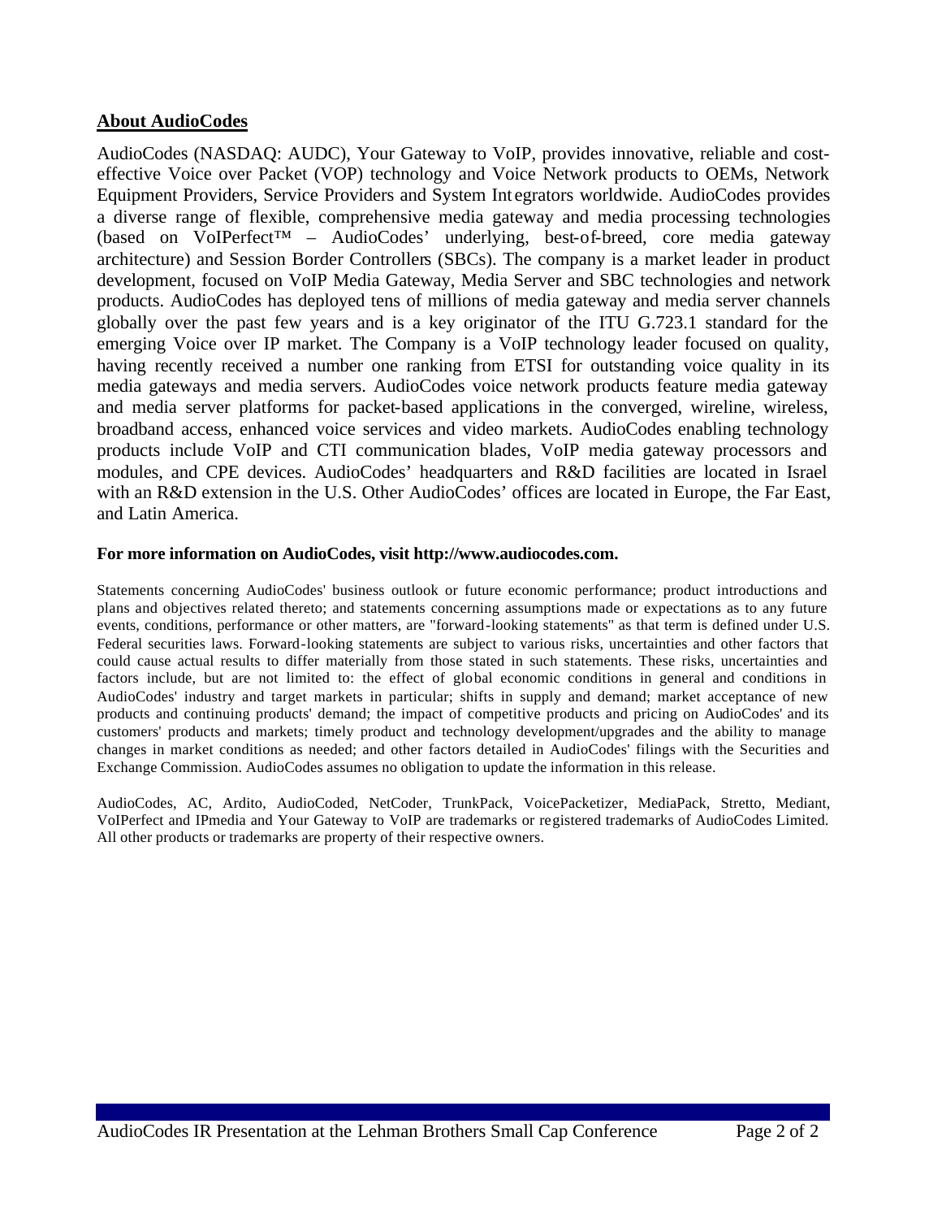**About AudioCodes**

AudioCodes (NASDAQ: AUDC), Your Gateway to VoIP, provides innovative, reliable and cost-effective Voice over Packet (VOP) technology and Voice Network products to OEMs, Network Equipment Providers, Service Providers and System Integrators worldwide. AudioCodes provides a diverse range of flexible, comprehensive media gateway and media processing technologies (based on VoIPerfect™ – AudioCodes' underlying, best-of-breed, core media gateway architecture) and Session Border Controllers (SBCs). The company is a market leader in product development, focused on VoIP Media Gateway, Media Server and SBC technologies and network products. AudioCodes has deployed tens of millions of media gateway and media server channels globally over the past few years and is a key originator of the ITU G.723.1 standard for the emerging Voice over IP market. The Company is a VoIP technology leader focused on quality, having recently received a number one ranking from ETSI for outstanding voice quality in its media gateways and media servers. AudioCodes voice network products feature media gateway and media server platforms for packet-based applications in the converged, wireline, wireless, broadband access, enhanced voice services and video markets. AudioCodes enabling technology products include VoIP and CTI communication blades, VoIP media gateway processors and modules, and CPE devices. AudioCodes' headquarters and R&D facilities are located in Israel with an R&D extension in the U.S. Other AudioCodes' offices are located in Europe, the Far East, and Latin America.

**For more information on AudioCodes, visit http://www.audiocodes.com.**

Statements concerning AudioCodes' business outlook or future economic performance; product introductions and plans and objectives related thereto; and statements concerning assumptions made or expectations as to any future events, conditions, performance or other matters, are "forward-looking statements" as that term is defined under U.S. Federal securities laws. Forward-looking statements are subject to various risks, uncertainties and other factors that could cause actual results to differ materially from those stated in such statements. These risks, uncertainties and factors include, but are not limited to: the effect of global economic conditions in general and conditions in AudioCodes' industry and target markets in particular; shifts in supply and demand; market acceptance of new products and continuing products' demand; the impact of competitive products and pricing on AudioCodes' and its customers' products and markets; timely product and technology development/upgrades and the ability to manage changes in market conditions as needed; and other factors detailed in AudioCodes' filings with the Securities and Exchange Commission. AudioCodes assumes no obligation to update the information in this release.

AudioCodes, AC, Ardito, AudioCoded, NetCoder, TrunkPack, VoicePacketizer, MediaPack, Stretto, Mediant, VoIPerfect and IPmedia and Your Gateway to VoIP are trademarks or registered trademarks of AudioCodes Limited. All other products or trademarks are property of their respective owners.